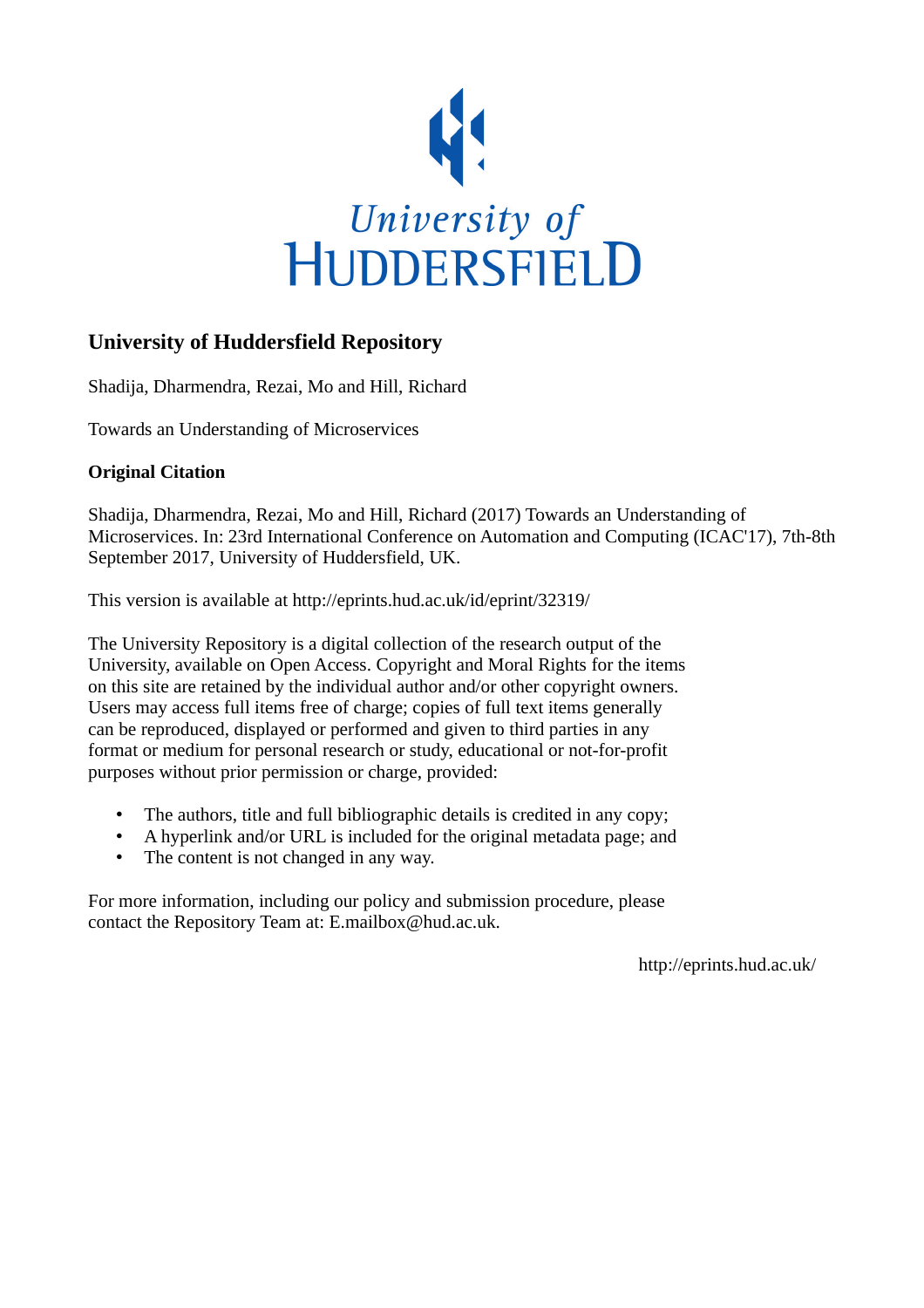University of HUDDERSFIELD

# University of Huddersfield Repository

Shadija, Dharmendra, Rezai, Mo and Hill, Richard

Towards an Understanding of Microservices

**Original Citation**

Shadija, Dharmendra, Rezai, Mo and Hill, Richard (2017) Towards an Understanding of Microservices. In: 23rd International Conference on Automation and Computing (ICAC'17), 7th-8th September 2017, University of Huddersfield, UK.

This version is available at http://eprints.hud.ac.uk/id/eprint/32319/

The University Repository is a digital collection of the research output of the University, available on Open Access. Copyright and Moral Rights for the items on this site are retained by the individual author and/or other copyright owners. Users may access full items free of charge; copies of full text items generally can be reproduced, displayed or performed and given to third parties in any format or medium for personal research or study, educational or not-for-profit purposes without prior permission or charge, provided:

- The authors, title and full bibliographic details is credited in any copy;
- A hyperlink and/or URL is included for the original metadata page; and
- The content is not changed in any way.

For more information, including our policy and submission procedure, please contact the Repository Team at: E.mailbox@hud.ac.uk.

http://eprints.hud.ac.uk/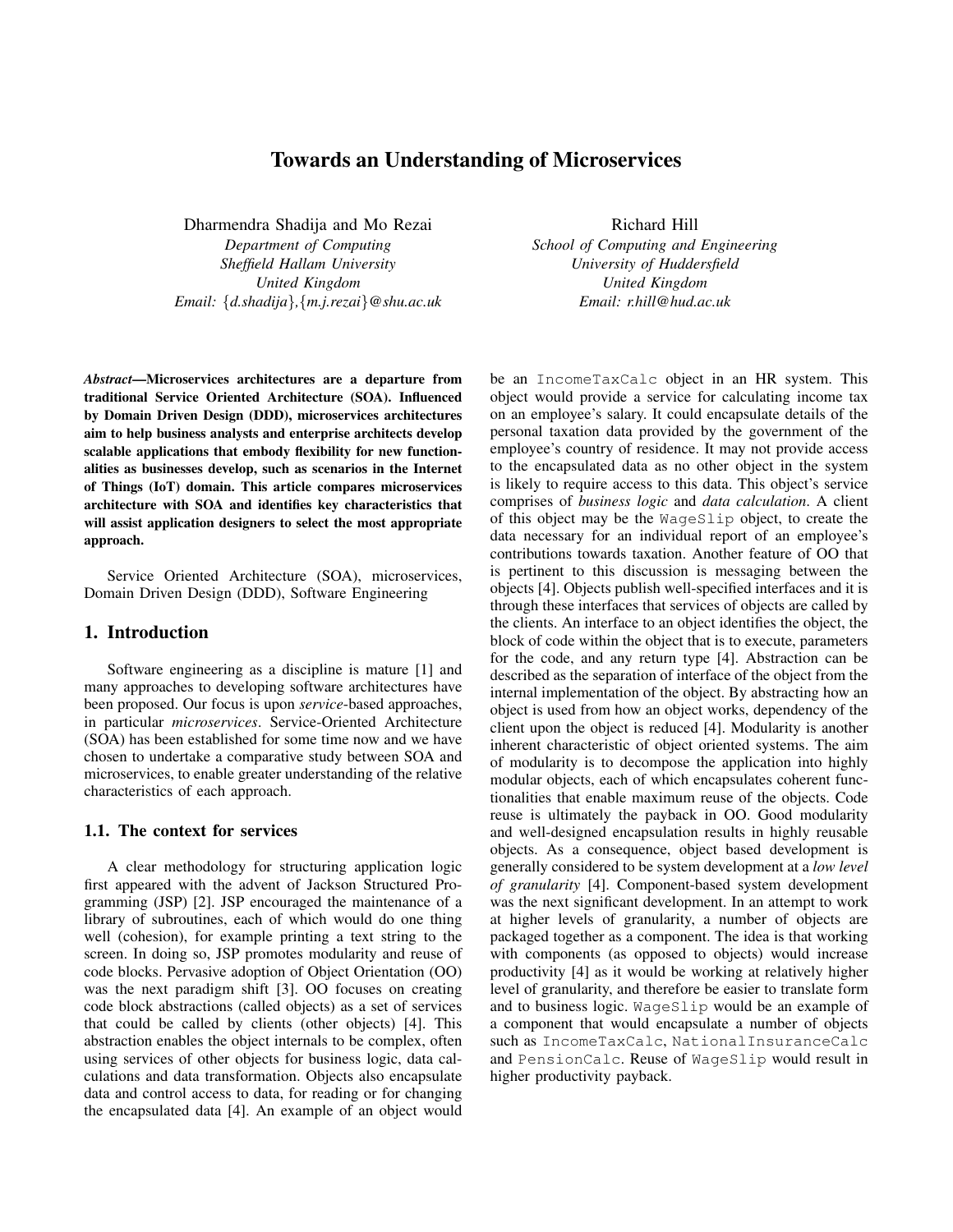# Towards an Understanding of Microservices

Dharmendra Shadija and Mo Rezai
*Department of Computing*
*Sheffield Hallam University*
*United Kingdom*
*Email: {d.shadija},{m.j.rezai}@shu.ac.uk*

Richard Hill
*School of Computing and Engineering*
*University of Huddersfield*
*United Kingdom*
*Email: r.hill@hud.ac.uk*

***Abstract*—Microservices architectures are a departure from traditional Service Oriented Architecture (SOA). Influenced by Domain Driven Design (DDD), microservices architectures aim to help business analysts and enterprise architects develop scalable applications that embody flexibility for new functionalities as businesses develop, such as scenarios in the Internet of Things (IoT) domain. This article compares microservices architecture with SOA and identifies key characteristics that will assist application designers to select the most appropriate approach.**

Service Oriented Architecture (SOA), microservices, Domain Driven Design (DDD), Software Engineering

## 1. Introduction

Software engineering as a discipline is mature [1] and many approaches to developing software architectures have been proposed. Our focus is upon *service*-based approaches, in particular *microservices*. Service-Oriented Architecture (SOA) has been established for some time now and we have chosen to undertake a comparative study between SOA and microservices, to enable greater understanding of the relative characteristics of each approach.

### 1.1. The context for services

A clear methodology for structuring application logic first appeared with the advent of Jackson Structured Programming (JSP) [2]. JSP encouraged the maintenance of a library of subroutines, each of which would do one thing well (cohesion), for example printing a text string to the screen. In doing so, JSP promotes modularity and reuse of code blocks. Pervasive adoption of Object Orientation (OO) was the next paradigm shift [3]. OO focuses on creating code block abstractions (called objects) as a set of services that could be called by clients (other objects) [4]. This abstraction enables the object internals to be complex, often using services of other objects for business logic, data calculations and data transformation. Objects also encapsulate data and control access to data, for reading or for changing the encapsulated data [4]. An example of an object would be an `IncomeTaxCalc` object in an HR system. This object would provide a service for calculating income tax on an employee's salary. It could encapsulate details of the personal taxation data provided by the government of the employee's country of residence. It may not provide access to the encapsulated data as no other object in the system is likely to require access to this data. This object's service comprises of *business logic* and *data calculation*. A client of this object may be the `WageSlip` object, to create the data necessary for an individual report of an employee's contributions towards taxation. Another feature of OO that is pertinent to this discussion is messaging between the objects [4]. Objects publish well-specified interfaces and it is through these interfaces that services of objects are called by the clients. An interface to an object identifies the object, the block of code within the object that is to execute, parameters for the code, and any return type [4]. Abstraction can be described as the separation of interface of the object from the internal implementation of the object. By abstracting how an object is used from how an object works, dependency of the client upon the object is reduced [4]. Modularity is another inherent characteristic of object oriented systems. The aim of modularity is to decompose the application into highly modular objects, each of which encapsulates coherent functionalities that enable maximum reuse of the objects. Code reuse is ultimately the payback in OO. Good modularity and well-designed encapsulation results in highly reusable objects. As a consequence, object based development is generally considered to be system development at a *low level of granularity* [4]. Component-based system development was the next significant development. In an attempt to work at higher levels of granularity, a number of objects are packaged together as a component. The idea is that working with components (as opposed to objects) would increase productivity [4] as it would be working at relatively higher level of granularity, and therefore be easier to translate form and to business logic. `WageSlip` would be an example of a component that would encapsulate a number of objects such as `IncomeTaxCalc`, `NationalInsuranceCalc` and `PensionCalc`. Reuse of `WageSlip` would result in higher productivity payback.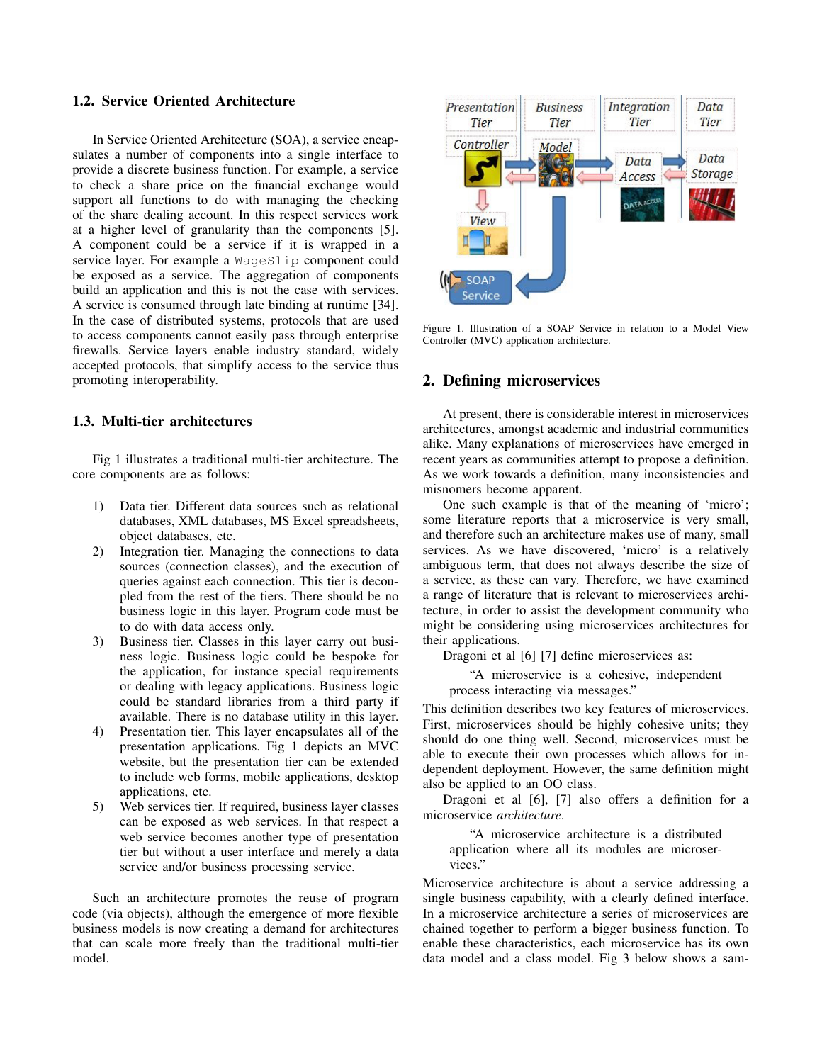### 1.2. Service Oriented Architecture

In Service Oriented Architecture (SOA), a service encapsulates a number of components into a single interface to provide a discrete business function. For example, a service to check a share price on the financial exchange would support all functions to do with managing the checking of the share dealing account. In this respect services work at a higher level of granularity than the components [5]. A component could be a service if it is wrapped in a service layer. For example a `WageSlip` component could be exposed as a service. The aggregation of components build an application and this is not the case with services. A service is consumed through late binding at runtime [34]. In the case of distributed systems, protocols that are used to access components cannot easily pass through enterprise firewalls. Service layers enable industry standard, widely accepted protocols, that simplify access to the service thus promoting interoperability.

### 1.3. Multi-tier architectures

Fig 1 illustrates a traditional multi-tier architecture. The core components are as follows:

1) Data tier. Different data sources such as relational databases, XML databases, MS Excel spreadsheets, object databases, etc.
2) Integration tier. Managing the connections to data sources (connection classes), and the execution of queries against each connection. This tier is decoupled from the rest of the tiers. There should be no business logic in this layer. Program code must be to do with data access only.
3) Business tier. Classes in this layer carry out business logic. Business logic could be bespoke for the application, for instance special requirements or dealing with legacy applications. Business logic could be standard libraries from a third party if available. There is no database utility in this layer.
4) Presentation tier. This layer encapsulates all of the presentation applications. Fig 1 depicts an MVC website, but the presentation tier can be extended to include web forms, mobile applications, desktop applications, etc.
5) Web services tier. If required, business layer classes can be exposed as web services. In that respect a web service becomes another type of presentation tier but without a user interface and merely a data service and/or business processing service.

Such an architecture promotes the reuse of program code (via objects), although the emergence of more flexible business models is now creating a demand for architectures that can scale more freely than the traditional multi-tier model.

Figure 1. Illustration of a SOAP Service in relation to a Model View Controller (MVC) application architecture.

## 2. Defining microservices

At present, there is considerable interest in microservices architectures, amongst academic and industrial communities alike. Many explanations of microservices have emerged in recent years as communities attempt to propose a definition. As we work towards a definition, many inconsistencies and misnomers become apparent.

One such example is that of the meaning of 'micro'; some literature reports that a microservice is very small, and therefore such an architecture makes use of many, small services. As we have discovered, 'micro' is a relatively ambiguous term, that does not always describe the size of a service, as these can vary. Therefore, we have examined a range of literature that is relevant to microservices architecture, in order to assist the development community who might be considering using microservices architectures for their applications.

Dragoni et al [6] [7] define microservices as:

> "A microservice is a cohesive, independent process interacting via messages."

This definition describes two key features of microservices. First, microservices should be highly cohesive units; they should do one thing well. Second, microservices must be able to execute their own processes which allows for independent deployment. However, the same definition might also be applied to an OO class.

Dragoni et al [6], [7] also offers a definition for a microservice *architecture*.

> "A microservice architecture is a distributed application where all its modules are microservices."

Microservice architecture is about a service addressing a single business capability, with a clearly defined interface. In a microservice architecture a series of microservices are chained together to perform a bigger business function. To enable these characteristics, each microservice has its own data model and a class model. Fig 3 below shows a sam-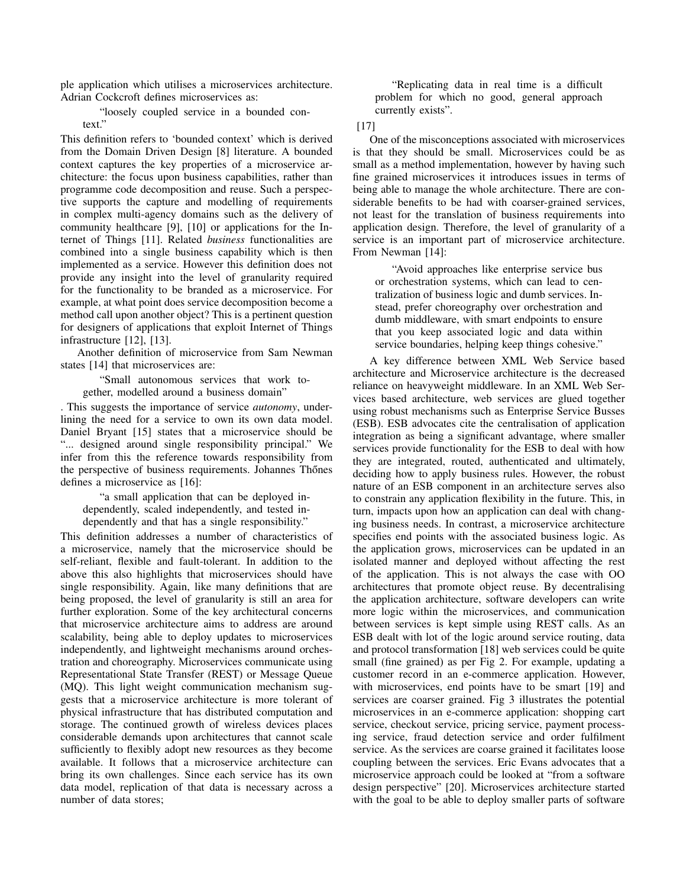ple application which utilises a microservices architecture. Adrian Cockcroft defines microservices as:

> "loosely coupled service in a bounded context."

This definition refers to 'bounded context' which is derived from the Domain Driven Design [8] literature. A bounded context captures the key properties of a microservice architecture: the focus upon business capabilities, rather than programme code decomposition and reuse. Such a perspective supports the capture and modelling of requirements in complex multi-agency domains such as the delivery of community healthcare [9], [10] or applications for the Internet of Things [11]. Related *business* functionalities are combined into a single business capability which is then implemented as a service. However this definition does not provide any insight into the level of granularity required for the functionality to be branded as a microservice. For example, at what point does service decomposition become a method call upon another object? This is a pertinent question for designers of applications that exploit Internet of Things infrastructure [12], [13].

Another definition of microservice from Sam Newman states [14] that microservices are:

> "Small autonomous services that work together, modelled around a business domain"

. This suggests the importance of service *autonomy*, underlining the need for a service to own its own data model. Daniel Bryant [15] states that a microservice should be "... designed around single responsibility principal." We infer from this the reference towards responsibility from the perspective of business requirements. Johannes Thőnes defines a microservice as [16]:

> "a small application that can be deployed independently, scaled independently, and tested independently and that has a single responsibility."

This definition addresses a number of characteristics of a microservice, namely that the microservice should be self-reliant, flexible and fault-tolerant. In addition to the above this also highlights that microservices should have single responsibility. Again, like many definitions that are being proposed, the level of granularity is still an area for further exploration. Some of the key architectural concerns that microservice architecture aims to address are around scalability, being able to deploy updates to microservices independently, and lightweight mechanisms around orchestration and choreography. Microservices communicate using Representational State Transfer (REST) or Message Queue (MQ). This light weight communication mechanism suggests that a microservice architecture is more tolerant of physical infrastructure that has distributed computation and storage. The continued growth of wireless devices places considerable demands upon architectures that cannot scale sufficiently to flexibly adopt new resources as they become available. It follows that a microservice architecture can bring its own challenges. Since each service has its own data model, replication of that data is necessary across a number of data stores;

> "Replicating data in real time is a difficult problem for which no good, general approach currently exists".

[17]

One of the misconceptions associated with microservices is that they should be small. Microservices could be as small as a method implementation, however by having such fine grained microservices it introduces issues in terms of being able to manage the whole architecture. There are considerable benefits to be had with coarser-grained services, not least for the translation of business requirements into application design. Therefore, the level of granularity of a service is an important part of microservice architecture. From Newman [14]:

> "Avoid approaches like enterprise service bus or orchestration systems, which can lead to centralization of business logic and dumb services. Instead, prefer choreography over orchestration and dumb middleware, with smart endpoints to ensure that you keep associated logic and data within service boundaries, helping keep things cohesive."

A key difference between XML Web Service based architecture and Microservice architecture is the decreased reliance on heavyweight middleware. In an XML Web Services based architecture, web services are glued together using robust mechanisms such as Enterprise Service Busses (ESB). ESB advocates cite the centralisation of application integration as being a significant advantage, where smaller services provide functionality for the ESB to deal with how they are integrated, routed, authenticated and ultimately, deciding how to apply business rules. However, the robust nature of an ESB component in an architecture serves also to constrain any application flexibility in the future. This, in turn, impacts upon how an application can deal with changing business needs. In contrast, a microservice architecture specifies end points with the associated business logic. As the application grows, microservices can be updated in an isolated manner and deployed without affecting the rest of the application. This is not always the case with OO architectures that promote object reuse. By decentralising the application architecture, software developers can write more logic within the microservices, and communication between services is kept simple using REST calls. As an ESB dealt with lot of the logic around service routing, data and protocol transformation [18] web services could be quite small (fine grained) as per Fig 2. For example, updating a customer record in an e-commerce application. However, with microservices, end points have to be smart [19] and services are coarser grained. Fig 3 illustrates the potential microservices in an e-commerce application: shopping cart service, checkout service, pricing service, payment processing service, fraud detection service and order fulfilment service. As the services are coarse grained it facilitates loose coupling between the services. Eric Evans advocates that a microservice approach could be looked at "from a software design perspective" [20]. Microservices architecture started with the goal to be able to deploy smaller parts of software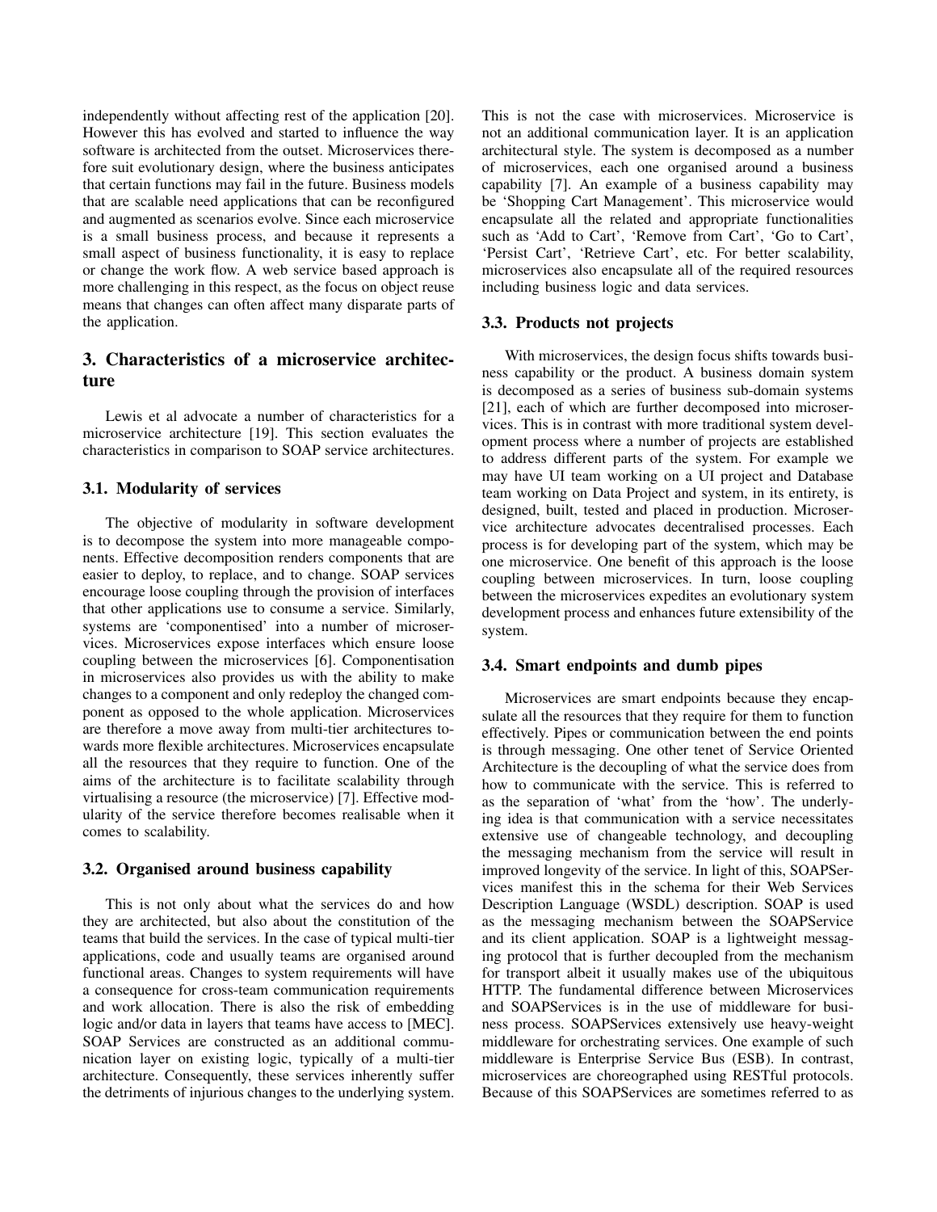independently without affecting rest of the application [20]. However this has evolved and started to influence the way software is architected from the outset. Microservices therefore suit evolutionary design, where the business anticipates that certain functions may fail in the future. Business models that are scalable need applications that can be reconfigured and augmented as scenarios evolve. Since each microservice is a small business process, and because it represents a small aspect of business functionality, it is easy to replace or change the work flow. A web service based approach is more challenging in this respect, as the focus on object reuse means that changes can often affect many disparate parts of the application.

## 3. Characteristics of a microservice architecture

Lewis et al advocate a number of characteristics for a microservice architecture [19]. This section evaluates the characteristics in comparison to SOAP service architectures.

### 3.1. Modularity of services

The objective of modularity in software development is to decompose the system into more manageable components. Effective decomposition renders components that are easier to deploy, to replace, and to change. SOAP services encourage loose coupling through the provision of interfaces that other applications use to consume a service. Similarly, systems are 'componentised' into a number of microservices. Microservices expose interfaces which ensure loose coupling between the microservices [6]. Componentisation in microservices also provides us with the ability to make changes to a component and only redeploy the changed component as opposed to the whole application. Microservices are therefore a move away from multi-tier architectures towards more flexible architectures. Microservices encapsulate all the resources that they require to function. One of the aims of the architecture is to facilitate scalability through virtualising a resource (the microservice) [7]. Effective modularity of the service therefore becomes realisable when it comes to scalability.

### 3.2. Organised around business capability

This is not only about what the services do and how they are architected, but also about the constitution of the teams that build the services. In the case of typical multi-tier applications, code and usually teams are organised around functional areas. Changes to system requirements will have a consequence for cross-team communication requirements and work allocation. There is also the risk of embedding logic and/or data in layers that teams have access to [MEC]. SOAP Services are constructed as an additional communication layer on existing logic, typically of a multi-tier architecture. Consequently, these services inherently suffer the detriments of injurious changes to the underlying system. This is not the case with microservices. Microservice is not an additional communication layer. It is an application architectural style. The system is decomposed as a number of microservices, each one organised around a business capability [7]. An example of a business capability may be 'Shopping Cart Management'. This microservice would encapsulate all the related and appropriate functionalities such as 'Add to Cart', 'Remove from Cart', 'Go to Cart', 'Persist Cart', 'Retrieve Cart', etc. For better scalability, microservices also encapsulate all of the required resources including business logic and data services.

### 3.3. Products not projects

With microservices, the design focus shifts towards business capability or the product. A business domain system is decomposed as a series of business sub-domain systems [21], each of which are further decomposed into microservices. This is in contrast with more traditional system development process where a number of projects are established to address different parts of the system. For example we may have UI team working on a UI project and Database team working on Data Project and system, in its entirety, is designed, built, tested and placed in production. Microservice architecture advocates decentralised processes. Each process is for developing part of the system, which may be one microservice. One benefit of this approach is the loose coupling between microservices. In turn, loose coupling between the microservices expedites an evolutionary system development process and enhances future extensibility of the system.

### 3.4. Smart endpoints and dumb pipes

Microservices are smart endpoints because they encapsulate all the resources that they require for them to function effectively. Pipes or communication between the end points is through messaging. One other tenet of Service Oriented Architecture is the decoupling of what the service does from how to communicate with the service. This is referred to as the separation of 'what' from the 'how'. The underlying idea is that communication with a service necessitates extensive use of changeable technology, and decoupling the messaging mechanism from the service will result in improved longevity of the service. In light of this, SOAPServices manifest this in the schema for their Web Services Description Language (WSDL) description. SOAP is used as the messaging mechanism between the SOAPService and its client application. SOAP is a lightweight messaging protocol that is further decoupled from the mechanism for transport albeit it usually makes use of the ubiquitous HTTP. The fundamental difference between Microservices and SOAPServices is in the use of middleware for business process. SOAPServices extensively use heavy-weight middleware for orchestrating services. One example of such middleware is Enterprise Service Bus (ESB). In contrast, microservices are choreographed using RESTful protocols. Because of this SOAPServices are sometimes referred to as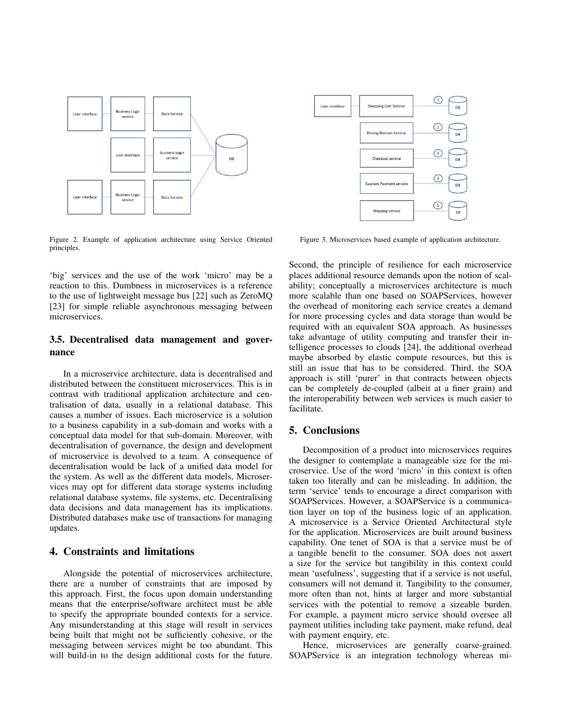Figure 2. Example of application architecture using Service Oriented principles.

Figure 3. Microservices based example of application architecture.

'big' services and the use of the work 'micro' may be a reaction to this. Dumbness in microservices is a reference to the use of lightweight message bus [22] such as ZeroMQ [23] for simple reliable asynchronous messaging between microservices.

### 3.5. Decentralised data management and governance

In a microservice architecture, data is decentralised and distributed between the constituent microservices. This is in contrast with traditional application architecture and centralisation of data, usually in a relational database. This causes a number of issues. Each microservice is a solution to a business capability in a sub-domain and works with a conceptual data model for that sub-domain. Moreover, with decentralisation of governance, the design and development of microservice is devolved to a team. A consequence of decentralisation would be lack of a unified data model for the system. As well as the different data models, Microservices may opt for different data storage systems including relational database systems, file systems, etc. Decentralising data decisions and data management has its implications. Distributed databases make use of transactions for managing updates.

## 4. Constraints and limitations

Alongside the potential of microservices architecture, there are a number of constraints that are imposed by this approach. First, the focus upon domain understanding means that the enterprise/software architect must be able to specify the appropriate bounded contexts for a service. Any misunderstanding at this stage will result in services being built that might not be sufficiently cohesive, or the messaging between services might be too abundant. This will build-in to the design additional costs for the future. Second, the principle of resilience for each microservice places additional resource demands upon the notion of scalability; conceptually a microservices architecture is much more scalable than one based on SOAPServices, however the overhead of monitoring each service creates a demand for more processing cycles and data storage than would be required with an equivalent SOA approach. As businesses take advantage of utility computing and transfer their intelligence processes to clouds [24], the additional overhead maybe absorbed by elastic compute resources, but this is still an issue that has to be considered. Third, the SOA approach is still 'purer' in that contracts between objects can be completely de-coupled (albeit at a finer grain) and the interoperability between web services is much easier to facilitate.

## 5. Conclusions

Decomposition of a product into microservices requires the designer to contemplate a manageable size for the microservice. Use of the word 'micro' in this context is often taken too literally and can be misleading. In addition, the term 'service' tends to encourage a direct comparison with SOAPServices. However, a SOAPService is a communication layer on top of the business logic of an application. A microservice is a Service Oriented Architectural style for the application. Microservices are built around business capability. One tenet of SOA is that a service must be of a tangible benefit to the consumer. SOA does not assert a size for the service but tangibility in this context could mean 'usefulness', suggesting that if a service is not useful, consumers will not demand it. Tangibility to the consumer, more often than not, hints at larger and more substantial services with the potential to remove a sizeable burden. For example, a payment micro service should oversee all payment utilities including take payment, make refund, deal with payment enquiry, etc.

Hence, microservices are generally coarse-grained. SOAPService is an integration technology whereas mi-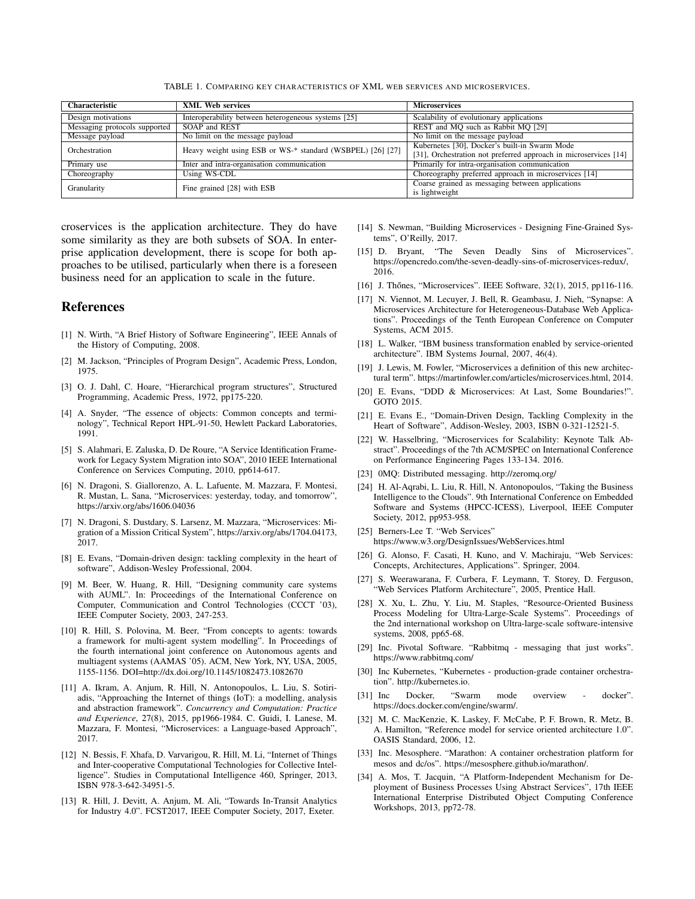TABLE 1. COMPARING KEY CHARACTERISTICS OF XML WEB SERVICES AND MICROSERVICES.

| Characteristic | XML Web services | Microservices |
| --- | --- | --- |
| Design motivations | Interoperability between heterogeneous systems [25] | Scalability of evolutionary applications |
| Messaging protocols supported | SOAP and REST | REST and MQ such as Rabbit MQ [29] |
| Message payload | No limit on the message payload | No limit on the message payload |
| Orchestration | Heavy weight using ESB or WS-* standard (WSBPEL) [26] [27] | Kubernetes [30], Docker's built-in Swarm Mode [31], Orchestration not preferred approach in microservices [14] |
| Primary use | Inter and intra-organisation communication | Primarily for intra-organisation communication |
| Choreography | Using WS-CDL | Choreography preferred approach in microservices [14] |
| Granularity | Fine grained [28] with ESB | Coarse grained as messaging between applications is lightweight |

croservices is the application architecture. They do have some similarity as they are both subsets of SOA. In enterprise application development, there is scope for both approaches to be utilised, particularly when there is a foreseen business need for an application to scale in the future.

## References

[1] N. Wirth, "A Brief History of Software Engineering", IEEE Annals of the History of Computing, 2008.

[2] M. Jackson, "Principles of Program Design", Academic Press, London, 1975.

[3] O. J. Dahl, C. Hoare, "Hierarchical program structures", Structured Programming, Academic Press, 1972, pp175-220.

[4] A. Snyder, "The essence of objects: Common concepts and terminology", Technical Report HPL-91-50, Hewlett Packard Laboratories, 1991.

[5] S. Alahmari, E. Zaluska, D. De Roure, "A Service Identification Framework for Legacy System Migration into SOA", 2010 IEEE International Conference on Services Computing, 2010, pp614-617.

[6] N. Dragoni, S. Giallorenzo, A. L. Lafuente, M. Mazzara, F. Montesi, R. Mustan, L. Sana, "Microservices: yesterday, today, and tomorrow", https://arxiv.org/abs/1606.04036

[7] N. Dragoni, S. Dustdary, S. Larsenz, M. Mazzara, "Microservices: Migration of a Mission Critical System", https://arxiv.org/abs/1704.04173, 2017.

[8] E. Evans, "Domain-driven design: tackling complexity in the heart of software", Addison-Wesley Professional, 2004.

[9] M. Beer, W. Huang, R. Hill, "Designing community care systems with AUML". In: Proceedings of the International Conference on Computer, Communication and Control Technologies (CCCT '03), IEEE Computer Society, 2003, 247-253.

[10] R. Hill, S. Polovina, M. Beer, "From concepts to agents: towards a framework for multi-agent system modelling". In Proceedings of the fourth international joint conference on Autonomous agents and multiagent systems (AAMAS '05). ACM, New York, NY, USA, 2005, 1155-1156. DOI=http://dx.doi.org/10.1145/1082473.1082670

[11] A. Ikram, A. Anjum, R. Hill, N. Antonopoulos, L. Liu, S. Sotiriadis, "Approaching the Internet of things (IoT): a modelling, analysis and abstraction framework". *Concurrency and Computation: Practice and Experience*, 27(8), 2015, pp1966-1984. C. Guidi, I. Lanese, M. Mazzara, F. Montesi, "Microservices: a Language-based Approach", 2017.

[12] N. Bessis, F. Xhafa, D. Varvarigou, R. Hill, M. Li, "Internet of Things and Inter-cooperative Computational Technologies for Collective Intelligence". Studies in Computational Intelligence 460, Springer, 2013, ISBN 978-3-642-34951-5.

[13] R. Hill, J. Devitt, A. Anjum, M. Ali, "Towards In-Transit Analytics for Industry 4.0". FCST2017, IEEE Computer Society, 2017, Exeter.

[14] S. Newman, "Building Microservices - Designing Fine-Grained Systems", O'Reilly, 2017.

[15] D. Bryant, "The Seven Deadly Sins of Microservices". https://opencredo.com/the-seven-deadly-sins-of-microservices-redux/, 2016.

[16] J. Thőnes, "Microservices". IEEE Software, 32(1), 2015, pp116-116.

[17] N. Viennot, M. Lecuyer, J. Bell, R. Geambasu, J. Nieh, "Synapse: A Microservices Architecture for Heterogeneous-Database Web Applications". Proceedings of the Tenth European Conference on Computer Systems, ACM 2015.

[18] L. Walker, "IBM business transformation enabled by service-oriented architecture". IBM Systems Journal, 2007, 46(4).

[19] J. Lewis, M. Fowler, "Microservices a definition of this new architectural term". https://martinfowler.com/articles/microservices.html, 2014.

[20] E. Evans, "DDD & Microservices: At Last, Some Boundaries!". GOTO 2015.

[21] E. Evans E., "Domain-Driven Design, Tackling Complexity in the Heart of Software", Addison-Wesley, 2003, ISBN 0-321-12521-5.

[22] W. Hasselbring, "Microservices for Scalability: Keynote Talk Abstract". Proceedings of the 7th ACM/SPEC on International Conference on Performance Engineering Pages 133-134. 2016.

[23] 0MQ: Distributed messaging. http://zeromq.org/

[24] H. Al-Aqrabi, L. Liu, R. Hill, N. Antonopoulos, "Taking the Business Intelligence to the Clouds". 9th International Conference on Embedded Software and Systems (HPCC-ICESS), Liverpool, IEEE Computer Society, 2012, pp953-958.

[25] Berners-Lee T. "Web Services" https://www.w3.org/DesignIssues/WebServices.html

[26] G. Alonso, F. Casati, H. Kuno, and V. Machiraju, "Web Services: Concepts, Architectures, Applications". Springer, 2004.

[27] S. Weerawarana, F. Curbera, F. Leymann, T. Storey, D. Ferguson, "Web Services Platform Architecture", 2005, Prentice Hall.

[28] X. Xu, L. Zhu, Y. Liu, M. Staples, "Resource-Oriented Business Process Modeling for Ultra-Large-Scale Systems". Proceedings of the 2nd international workshop on Ultra-large-scale software-intensive systems, 2008, pp65-68.

[29] Inc. Pivotal Software. "Rabbitmq - messaging that just works". https://www.rabbitmq.com/

[30] Inc Kubernetes, "Kubernetes - production-grade container orchestration". http://kubernetes.io.

[31] Inc Docker, "Swarm mode overview - docker". https://docs.docker.com/engine/swarm/.

[32] M. C. MacKenzie, K. Laskey, F. McCabe, P. F. Brown, R. Metz, B. A. Hamilton, "Reference model for service oriented architecture 1.0". OASIS Standard, 2006, 12.

[33] Inc. Mesosphere. "Marathon: A container orchestration platform for mesos and dc/os". https://mesosphere.github.io/marathon/.

[34] A. Mos, T. Jacquin, "A Platform-Independent Mechanism for Deployment of Business Processes Using Abstract Services", 17th IEEE International Enterprise Distributed Object Computing Conference Workshops, 2013, pp72-78.